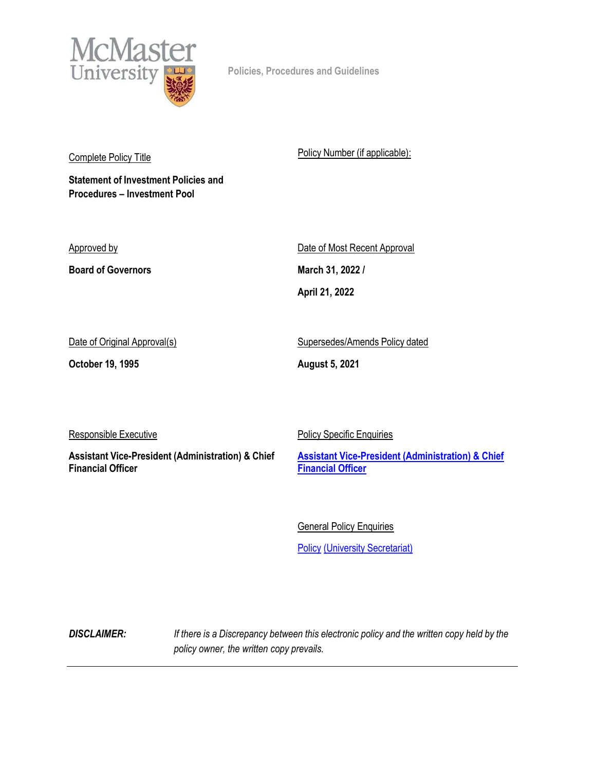McMaster University

Policies, Procedures and Guidelines

Complete Policy Title

**Statement of Investment Policies and Procedures – Investment Pool**

Policy Number (if applicable):

Approved by

**Board of Governors**

Date of Most Recent Approval

**March 31, 2022 /**

**April 21, 2022**

Date of Original Approval(s)

**October 19, 1995**

Supersedes/Amends Policy dated

**August 5, 2021**

Responsible Executive

**Assistant Vice-President (Administration) & Chief Financial Officer**

Policy Specific Enquiries

**Assistant Vice-President (Administration) & Chief Financial Officer**

General Policy Enquiries

Policy (University Secretariat)

***DISCLAIMER:*** *If there is a Discrepancy between this electronic policy and the written copy held by the policy owner, the written copy prevails.*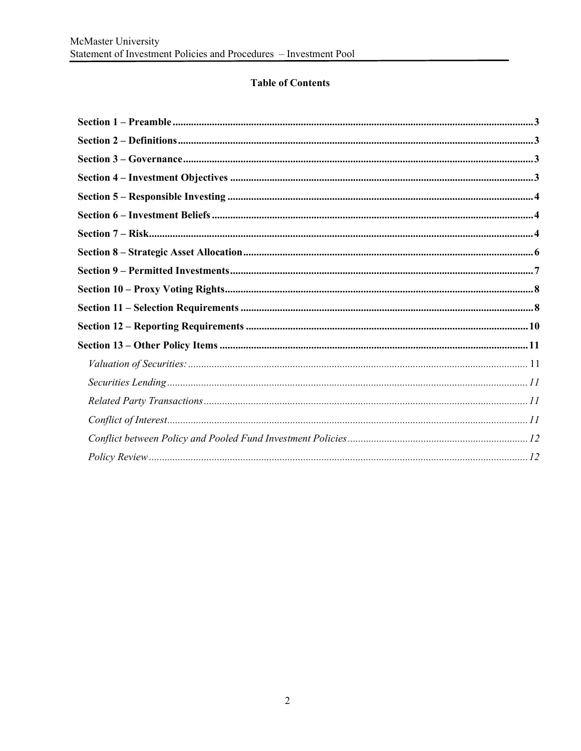## Table of Contents

**Section 1 – Preamble** ..... 3
**Section 2 – Definitions** ..... 3
**Section 3 – Governance** ..... 3
**Section 4 – Investment Objectives** ..... 3
**Section 5 – Responsible Investing** ..... 4
**Section 6 – Investment Beliefs** ..... 4
**Section 7 – Risk** ..... 4
**Section 8 – Strategic Asset Allocation** ..... 6
**Section 9 – Permitted Investments** ..... 7
**Section 10 – Proxy Voting Rights** ..... 8
**Section 11 – Selection Requirements** ..... 8
**Section 12 – Reporting Requirements** ..... 10
**Section 13 – Other Policy Items** ..... 11
- *Valuation of Securities:* ..... 11
- *Securities Lending* ..... 11
- *Related Party Transactions* ..... 11
- *Conflict of Interest* ..... 11
- *Conflict between Policy and Pooled Fund Investment Policies* ..... 12
- *Policy Review* ..... 12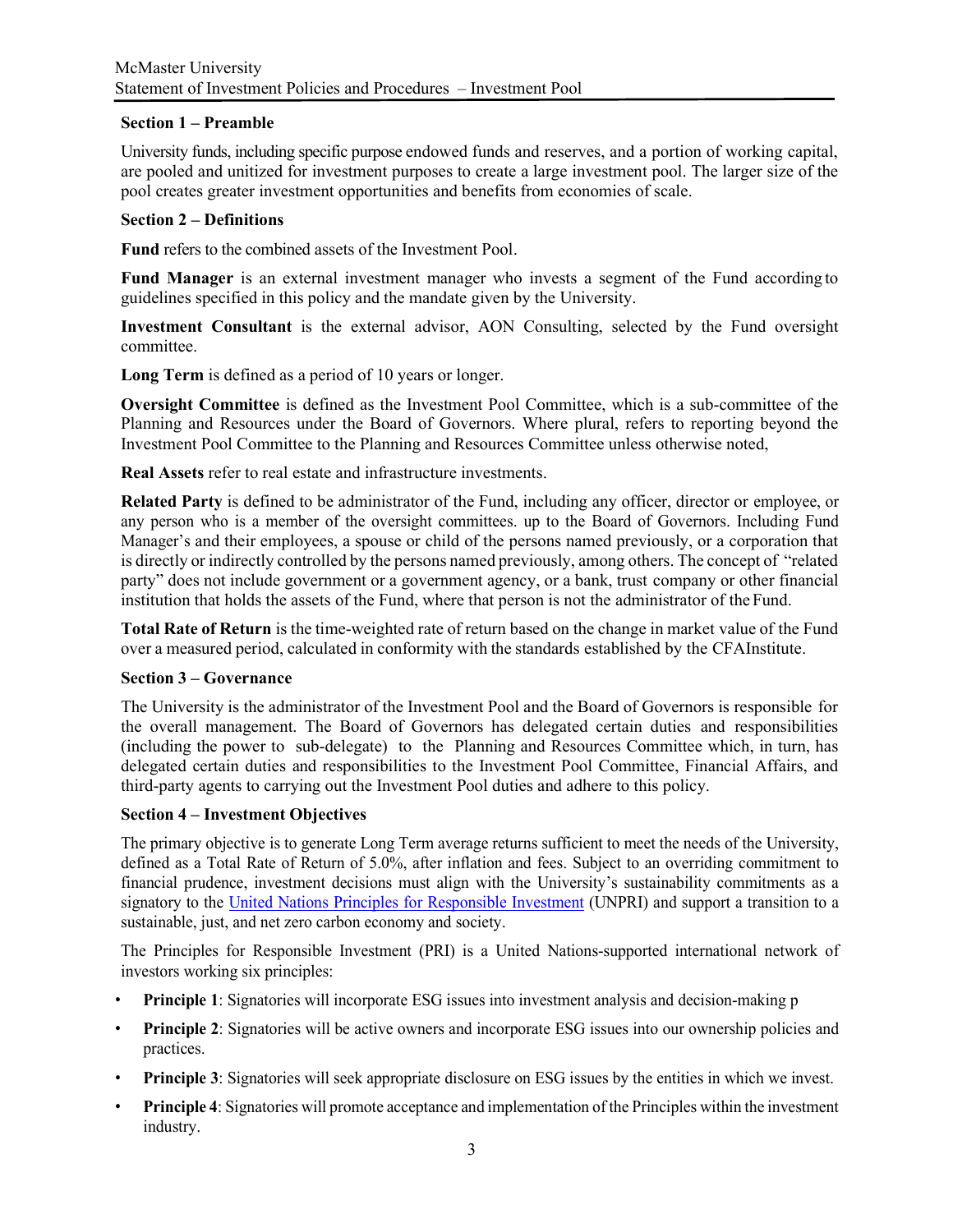### Section 1 – Preamble

University funds, including specific purpose endowed funds and reserves, and a portion of working capital, are pooled and unitized for investment purposes to create a large investment pool. The larger size of the pool creates greater investment opportunities and benefits from economies of scale.

### Section 2 – Definitions

**Fund** refers to the combined assets of the Investment Pool.

**Fund Manager** is an external investment manager who invests a segment of the Fund according to guidelines specified in this policy and the mandate given by the University.

**Investment Consultant** is the external advisor, AON Consulting, selected by the Fund oversight committee.

**Long Term** is defined as a period of 10 years or longer.

**Oversight Committee** is defined as the Investment Pool Committee, which is a sub-committee of the Planning and Resources under the Board of Governors. Where plural, refers to reporting beyond the Investment Pool Committee to the Planning and Resources Committee unless otherwise noted,

**Real Assets** refer to real estate and infrastructure investments.

**Related Party** is defined to be administrator of the Fund, including any officer, director or employee, or any person who is a member of the oversight committees. up to the Board of Governors. Including Fund Manager's and their employees, a spouse or child of the persons named previously, or a corporation that is directly or indirectly controlled by the persons named previously, among others. The concept of "related party" does not include government or a government agency, or a bank, trust company or other financial institution that holds the assets of the Fund, where that person is not the administrator of the Fund.

**Total Rate of Return** is the time-weighted rate of return based on the change in market value of the Fund over a measured period, calculated in conformity with the standards established by the CFAInstitute.

### Section 3 – Governance

The University is the administrator of the Investment Pool and the Board of Governors is responsible for the overall management. The Board of Governors has delegated certain duties and responsibilities (including the power to sub-delegate) to the Planning and Resources Committee which, in turn, has delegated certain duties and responsibilities to the Investment Pool Committee, Financial Affairs, and third-party agents to carrying out the Investment Pool duties and adhere to this policy.

### Section 4 – Investment Objectives

The primary objective is to generate Long Term average returns sufficient to meet the needs of the University, defined as a Total Rate of Return of 5.0%, after inflation and fees. Subject to an overriding commitment to financial prudence, investment decisions must align with the University's sustainability commitments as a signatory to the United Nations Principles for Responsible Investment (UNPRI) and support a transition to a sustainable, just, and net zero carbon economy and society.

The Principles for Responsible Investment (PRI) is a United Nations-supported international network of investors working six principles:

- **Principle 1**: Signatories will incorporate ESG issues into investment analysis and decision-making p
- **Principle 2**: Signatories will be active owners and incorporate ESG issues into our ownership policies and practices.
- **Principle 3**: Signatories will seek appropriate disclosure on ESG issues by the entities in which we invest.
- **Principle 4**: Signatories will promote acceptance and implementation of the Principles within the investment industry.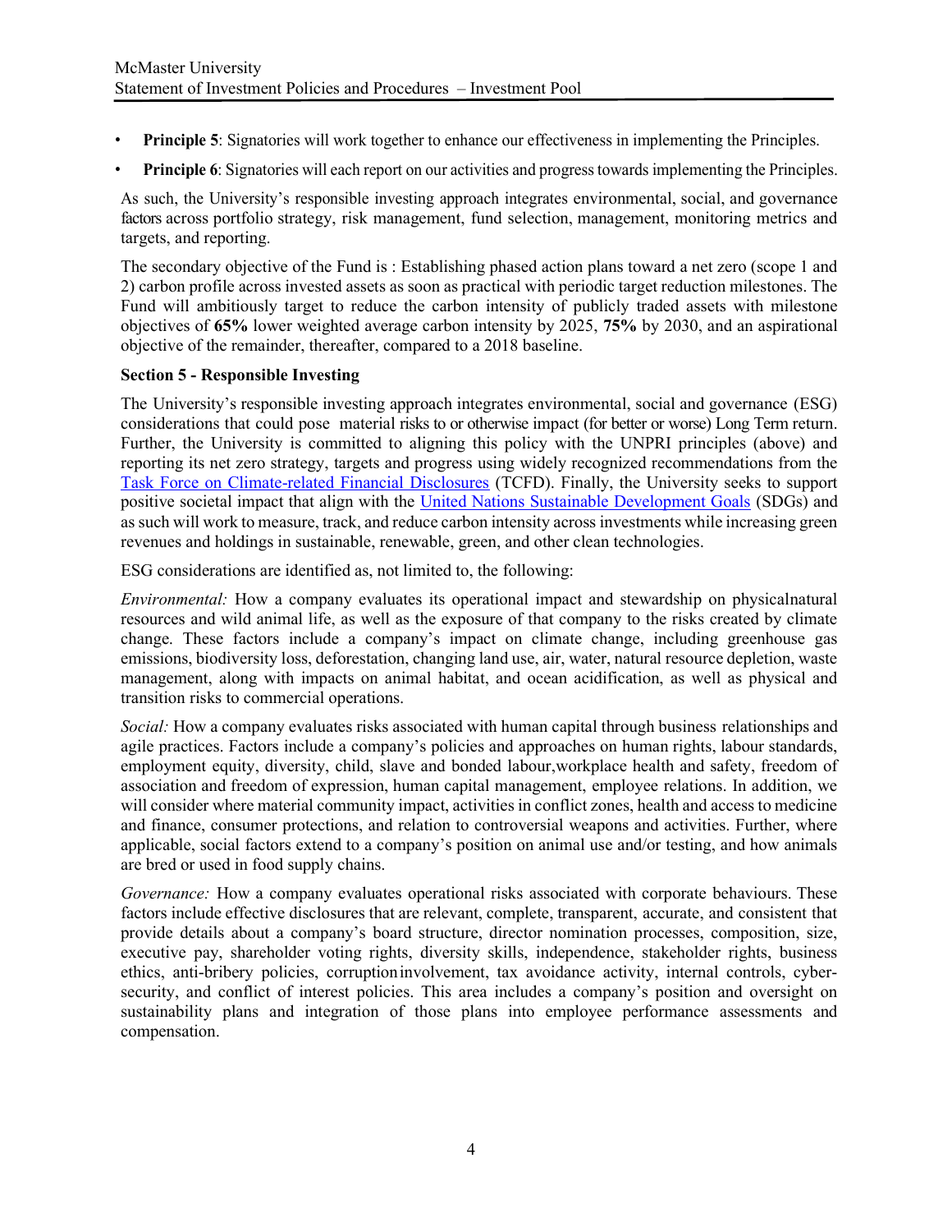- **Principle 5**: Signatories will work together to enhance our effectiveness in implementing the Principles.
- **Principle 6**: Signatories will each report on our activities and progress towards implementing the Principles.

As such, the University's responsible investing approach integrates environmental, social, and governance factors across portfolio strategy, risk management, fund selection, management, monitoring metrics and targets, and reporting.

The secondary objective of the Fund is : Establishing phased action plans toward a net zero (scope 1 and 2) carbon profile across invested assets as soon as practical with periodic target reduction milestones. The Fund will ambitiously target to reduce the carbon intensity of publicly traded assets with milestone objectives of **65%** lower weighted average carbon intensity by 2025, **75%** by 2030, and an aspirational objective of the remainder, thereafter, compared to a 2018 baseline.

**Section 5 - Responsible Investing**

The University's responsible investing approach integrates environmental, social and governance (ESG) considerations that could pose material risks to or otherwise impact (for better or worse) Long Term return. Further, the University is committed to aligning this policy with the UNPRI principles (above) and reporting its net zero strategy, targets and progress using widely recognized recommendations from the Task Force on Climate-related Financial Disclosures (TCFD). Finally, the University seeks to support positive societal impact that align with the United Nations Sustainable Development Goals (SDGs) and as such will work to measure, track, and reduce carbon intensity across investments while increasing green revenues and holdings in sustainable, renewable, green, and other clean technologies.

ESG considerations are identified as, not limited to, the following:

*Environmental:* How a company evaluates its operational impact and stewardship on physicalnatural resources and wild animal life, as well as the exposure of that company to the risks created by climate change. These factors include a company's impact on climate change, including greenhouse gas emissions, biodiversity loss, deforestation, changing land use, air, water, natural resource depletion, waste management, along with impacts on animal habitat, and ocean acidification, as well as physical and transition risks to commercial operations.

*Social:* How a company evaluates risks associated with human capital through business relationships and agile practices. Factors include a company's policies and approaches on human rights, labour standards, employment equity, diversity, child, slave and bonded labour,workplace health and safety, freedom of association and freedom of expression, human capital management, employee relations. In addition, we will consider where material community impact, activities in conflict zones, health and access to medicine and finance, consumer protections, and relation to controversial weapons and activities. Further, where applicable, social factors extend to a company's position on animal use and/or testing, and how animals are bred or used in food supply chains.

*Governance:* How a company evaluates operational risks associated with corporate behaviours. These factors include effective disclosures that are relevant, complete, transparent, accurate, and consistent that provide details about a company's board structure, director nomination processes, composition, size, executive pay, shareholder voting rights, diversity skills, independence, stakeholder rights, business ethics, anti-bribery policies, corruption involvement, tax avoidance activity, internal controls, cyber-security, and conflict of interest policies. This area includes a company's position and oversight on sustainability plans and integration of those plans into employee performance assessments and compensation.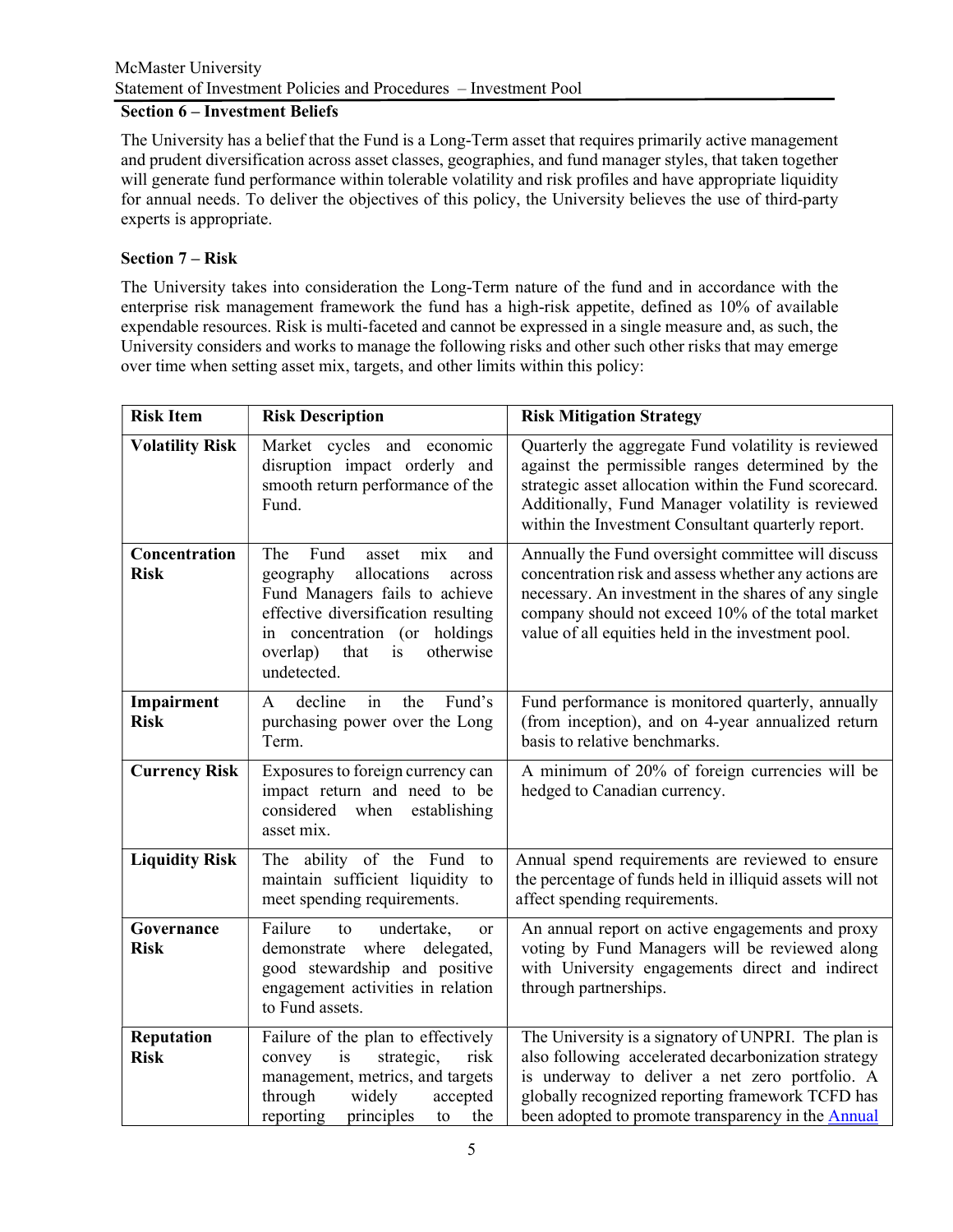## Section 6 – Investment Beliefs

The University has a belief that the Fund is a Long-Term asset that requires primarily active management and prudent diversification across asset classes, geographies, and fund manager styles, that taken together will generate fund performance within tolerable volatility and risk profiles and have appropriate liquidity for annual needs. To deliver the objectives of this policy, the University believes the use of third-party experts is appropriate.

## Section 7 – Risk

The University takes into consideration the Long-Term nature of the fund and in accordance with the enterprise risk management framework the fund has a high-risk appetite, defined as 10% of available expendable resources. Risk is multi-faceted and cannot be expressed in a single measure and, as such, the University considers and works to manage the following risks and other such other risks that may emerge over time when setting asset mix, targets, and other limits within this policy:

| Risk Item | Risk Description | Risk Mitigation Strategy |
|---|---|---|
| **Volatility Risk** | Market cycles and economic disruption impact orderly and smooth return performance of the Fund. | Quarterly the aggregate Fund volatility is reviewed against the permissible ranges determined by the strategic asset allocation within the Fund scorecard. Additionally, Fund Manager volatility is reviewed within the Investment Consultant quarterly report. |
| **Concentration Risk** | The Fund asset mix and geography allocations across Fund Managers fails to achieve effective diversification resulting in concentration (or holdings overlap) that is otherwise undetected. | Annually the Fund oversight committee will discuss concentration risk and assess whether any actions are necessary. An investment in the shares of any single company should not exceed 10% of the total market value of all equities held in the investment pool. |
| **Impairment Risk** | A decline in the Fund's purchasing power over the Long Term. | Fund performance is monitored quarterly, annually (from inception), and on 4-year annualized return basis to relative benchmarks. |
| **Currency Risk** | Exposures to foreign currency can impact return and need to be considered when establishing asset mix. | A minimum of 20% of foreign currencies will be hedged to Canadian currency. |
| **Liquidity Risk** | The ability of the Fund to maintain sufficient liquidity to meet spending requirements. | Annual spend requirements are reviewed to ensure the percentage of funds held in illiquid assets will not affect spending requirements. |
| **Governance Risk** | Failure to undertake, or demonstrate where delegated, good stewardship and positive engagement activities in relation to Fund assets. | An annual report on active engagements and proxy voting by Fund Managers will be reviewed along with University engagements direct and indirect through partnerships. |
| **Reputation Risk** | Failure of the plan to effectively convey is strategic, risk management, metrics, and targets through widely accepted reporting principles to the | The University is a signatory of UNPRI. The plan is also following accelerated decarbonization strategy is underway to deliver a net zero portfolio. A globally recognized reporting framework TCFD has been adopted to promote transparency in the Annual |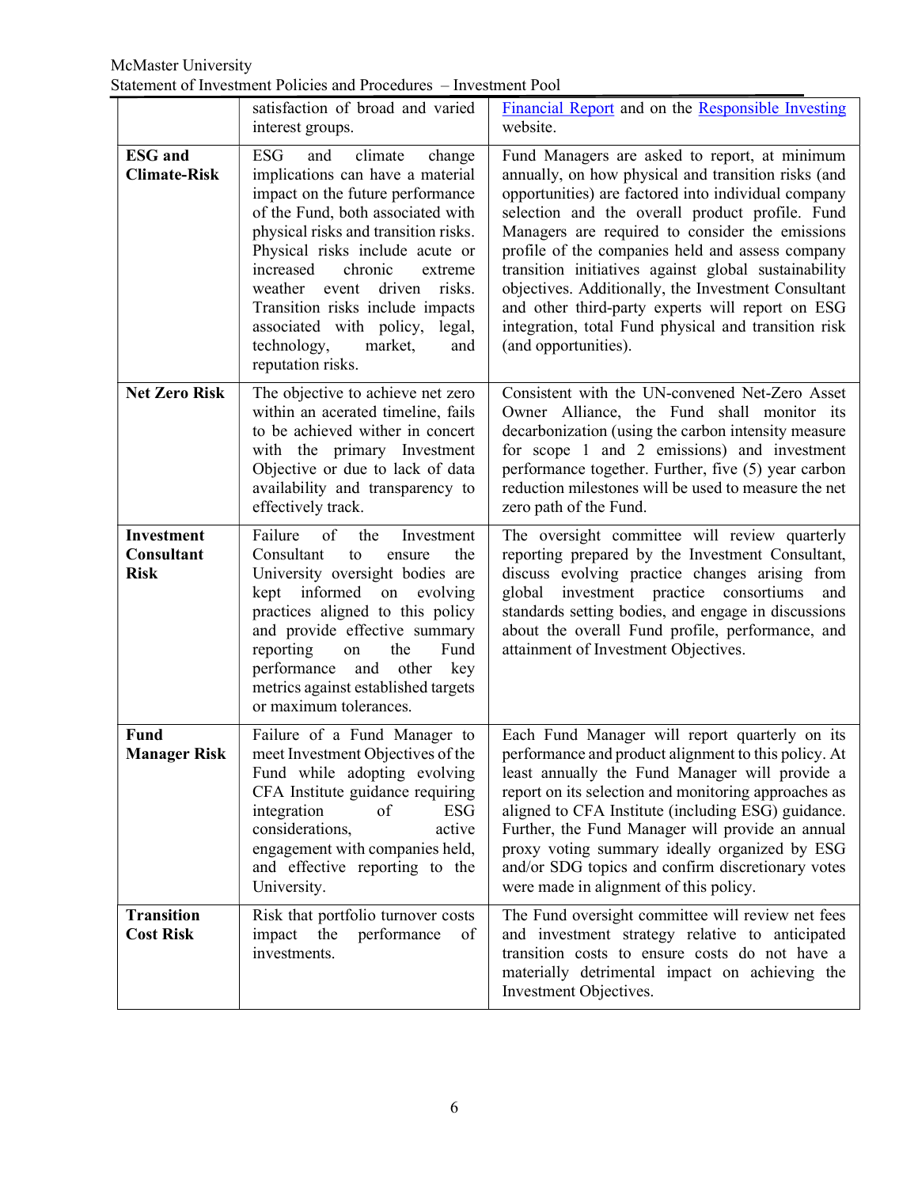| | | |
|---|---|---|
| | satisfaction of broad and varied interest groups. | Financial Report and on the Responsible Investing website. |
| **ESG and Climate-Risk** | ESG and climate change implications can have a material impact on the future performance of the Fund, both associated with physical risks and transition risks. Physical risks include acute or increased chronic extreme weather event driven risks. Transition risks include impacts associated with policy, legal, technology, market, and reputation risks. | Fund Managers are asked to report, at minimum annually, on how physical and transition risks (and opportunities) are factored into individual company selection and the overall product profile. Fund Managers are required to consider the emissions profile of the companies held and assess company transition initiatives against global sustainability objectives. Additionally, the Investment Consultant and other third-party experts will report on ESG integration, total Fund physical and transition risk (and opportunities). |
| **Net Zero Risk** | The objective to achieve net zero within an acerated timeline, fails to be achieved wither in concert with the primary Investment Objective or due to lack of data availability and transparency to effectively track. | Consistent with the UN-convened Net-Zero Asset Owner Alliance, the Fund shall monitor its decarbonization (using the carbon intensity measure for scope 1 and 2 emissions) and investment performance together. Further, five (5) year carbon reduction milestones will be used to measure the net zero path of the Fund. |
| **Investment Consultant Risk** | Failure of the Investment Consultant to ensure the University oversight bodies are kept informed on evolving practices aligned to this policy and provide effective summary reporting on the Fund performance and other key metrics against established targets or maximum tolerances. | The oversight committee will review quarterly reporting prepared by the Investment Consultant, discuss evolving practice changes arising from global investment practice consortiums and standards setting bodies, and engage in discussions about the overall Fund profile, performance, and attainment of Investment Objectives. |
| **Fund Manager Risk** | Failure of a Fund Manager to meet Investment Objectives of the Fund while adopting evolving CFA Institute guidance requiring integration of ESG considerations, active engagement with companies held, and effective reporting to the University. | Each Fund Manager will report quarterly on its performance and product alignment to this policy. At least annually the Fund Manager will provide a report on its selection and monitoring approaches as aligned to CFA Institute (including ESG) guidance. Further, the Fund Manager will provide an annual proxy voting summary ideally organized by ESG and/or SDG topics and confirm discretionary votes were made in alignment of this policy. |
| **Transition Cost Risk** | Risk that portfolio turnover costs impact the performance of investments. | The Fund oversight committee will review net fees and investment strategy relative to anticipated transition costs to ensure costs do not have a materially detrimental impact on achieving the Investment Objectives. |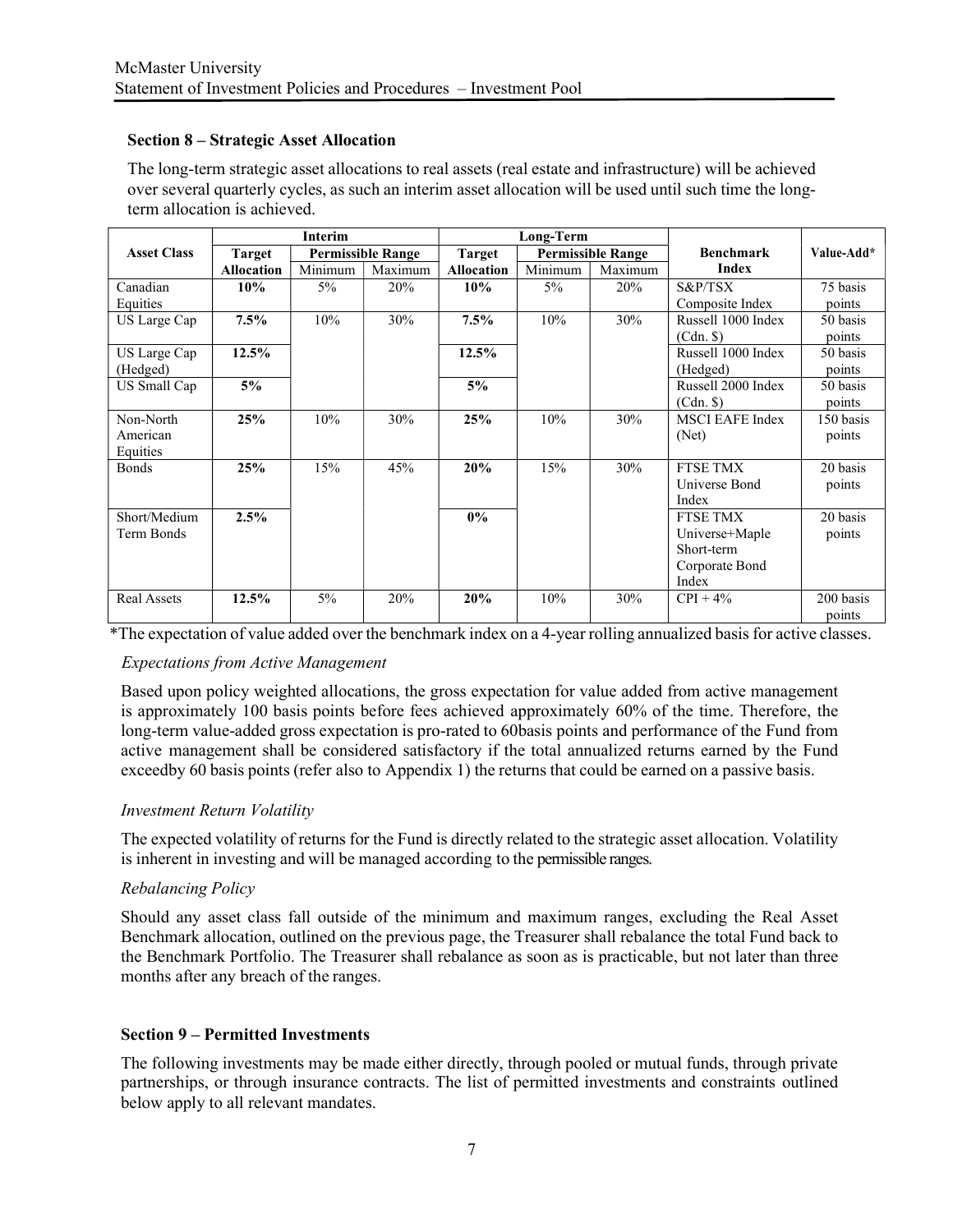### Section 8 – Strategic Asset Allocation

The long-term strategic asset allocations to real assets (real estate and infrastructure) will be achieved over several quarterly cycles, as such an interim asset allocation will be used until such time the long-term allocation is achieved.

| Asset Class | Interim | | | Long-Term | | | Benchmark Index | Value-Add* |
|---|---|---|---|---|---|---|---|---|
| | Target Allocation | Permissible Range | | Target Allocation | Permissible Range | | | |
| | | Minimum | Maximum | | Minimum | Maximum | | |
| Canadian Equities | **10%** | 5% | 20% | **10%** | 5% | 20% | S&P/TSX Composite Index | 75 basis points |
| US Large Cap | **7.5%** | 10% | 30% | **7.5%** | 10% | 30% | Russell 1000 Index (Cdn. $) | 50 basis points |
| US Large Cap (Hedged) | **12.5%** | | | **12.5%** | | | Russell 1000 Index (Hedged) | 50 basis points |
| US Small Cap | **5%** | | | **5%** | | | Russell 2000 Index (Cdn. $) | 50 basis points |
| Non-North American Equities | **25%** | 10% | 30% | **25%** | 10% | 30% | MSCI EAFE Index (Net) | 150 basis points |
| Bonds | **25%** | 15% | 45% | **20%** | 15% | 30% | FTSE TMX Universe Bond Index | 20 basis points |
| Short/Medium Term Bonds | **2.5%** | | | **0%** | | | FTSE TMX Universe+Maple Short-term Corporate Bond Index | 20 basis points |
| Real Assets | **12.5%** | 5% | 20% | **20%** | 10% | 30% | CPI + 4% | 200 basis points |

*The expectation of value added over the benchmark index on a 4-year rolling annualized basis for active classes.

*Expectations from Active Management*

Based upon policy weighted allocations, the gross expectation for value added from active management is approximately 100 basis points before fees achieved approximately 60% of the time. Therefore, the long-term value-added gross expectation is pro-rated to 60basis points and performance of the Fund from active management shall be considered satisfactory if the total annualized returns earned by the Fund exceedby 60 basis points (refer also to Appendix 1) the returns that could be earned on a passive basis.

*Investment Return Volatility*

The expected volatility of returns for the Fund is directly related to the strategic asset allocation. Volatility is inherent in investing and will be managed according to the permissible ranges.

*Rebalancing Policy*

Should any asset class fall outside of the minimum and maximum ranges, excluding the Real Asset Benchmark allocation, outlined on the previous page, the Treasurer shall rebalance the total Fund back to the Benchmark Portfolio. The Treasurer shall rebalance as soon as is practicable, but not later than three months after any breach of the ranges.

### Section 9 – Permitted Investments

The following investments may be made either directly, through pooled or mutual funds, through private partnerships, or through insurance contracts. The list of permitted investments and constraints outlined below apply to all relevant mandates.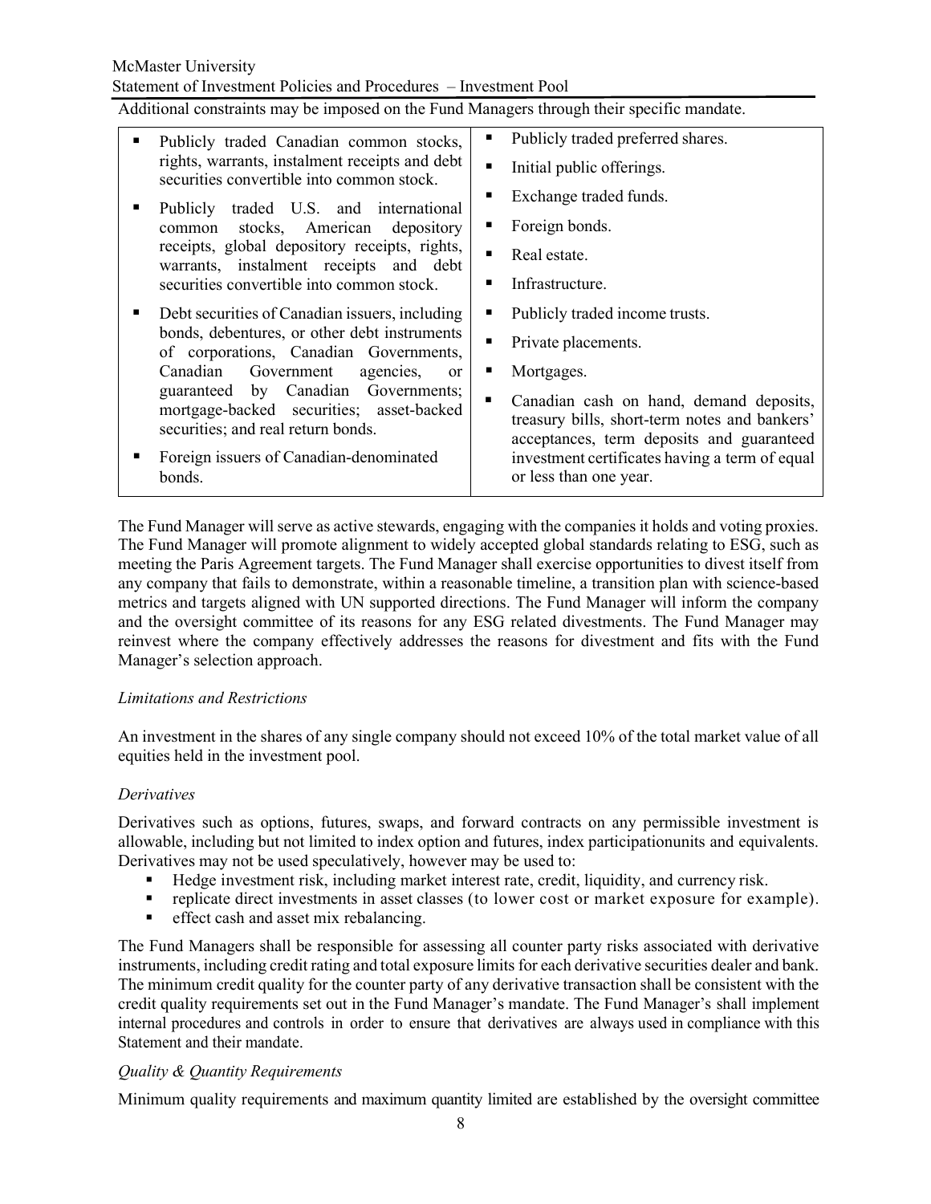Additional constraints may be imposed on the Fund Managers through their specific mandate.

| | |
|---|---|
| ▪ Publicly traded Canadian common stocks, rights, warrants, instalment receipts and debt securities convertible into common stock.<br>▪ Publicly traded U.S. and international common stocks, American depository receipts, global depository receipts, rights, warrants, instalment receipts and debt securities convertible into common stock.<br>▪ Debt securities of Canadian issuers, including bonds, debentures, or other debt instruments of corporations, Canadian Governments, Canadian Government agencies, or guaranteed by Canadian Governments; mortgage-backed securities; asset-backed securities; and real return bonds.<br>▪ Foreign issuers of Canadian-denominated bonds. | ▪ Publicly traded preferred shares.<br>▪ Initial public offerings.<br>▪ Exchange traded funds.<br>▪ Foreign bonds.<br>▪ Real estate.<br>▪ Infrastructure.<br>▪ Publicly traded income trusts.<br>▪ Private placements.<br>▪ Mortgages.<br>▪ Canadian cash on hand, demand deposits, treasury bills, short-term notes and bankers' acceptances, term deposits and guaranteed investment certificates having a term of equal or less than one year. |

The Fund Manager will serve as active stewards, engaging with the companies it holds and voting proxies. The Fund Manager will promote alignment to widely accepted global standards relating to ESG, such as meeting the Paris Agreement targets. The Fund Manager shall exercise opportunities to divest itself from any company that fails to demonstrate, within a reasonable timeline, a transition plan with science-based metrics and targets aligned with UN supported directions. The Fund Manager will inform the company and the oversight committee of its reasons for any ESG related divestments. The Fund Manager may reinvest where the company effectively addresses the reasons for divestment and fits with the Fund Manager's selection approach.

*Limitations and Restrictions*

An investment in the shares of any single company should not exceed 10% of the total market value of all equities held in the investment pool.

*Derivatives*

Derivatives such as options, futures, swaps, and forward contracts on any permissible investment is allowable, including but not limited to index option and futures, index participationunits and equivalents. Derivatives may not be used speculatively, however may be used to:

- Hedge investment risk, including market interest rate, credit, liquidity, and currency risk.
- replicate direct investments in asset classes (to lower cost or market exposure for example).
- effect cash and asset mix rebalancing.

The Fund Managers shall be responsible for assessing all counter party risks associated with derivative instruments, including credit rating and total exposure limits for each derivative securities dealer and bank. The minimum credit quality for the counter party of any derivative transaction shall be consistent with the credit quality requirements set out in the Fund Manager's mandate. The Fund Manager's shall implement internal procedures and controls in order to ensure that derivatives are always used in compliance with this Statement and their mandate.

*Quality & Quantity Requirements*

Minimum quality requirements and maximum quantity limited are established by the oversight committee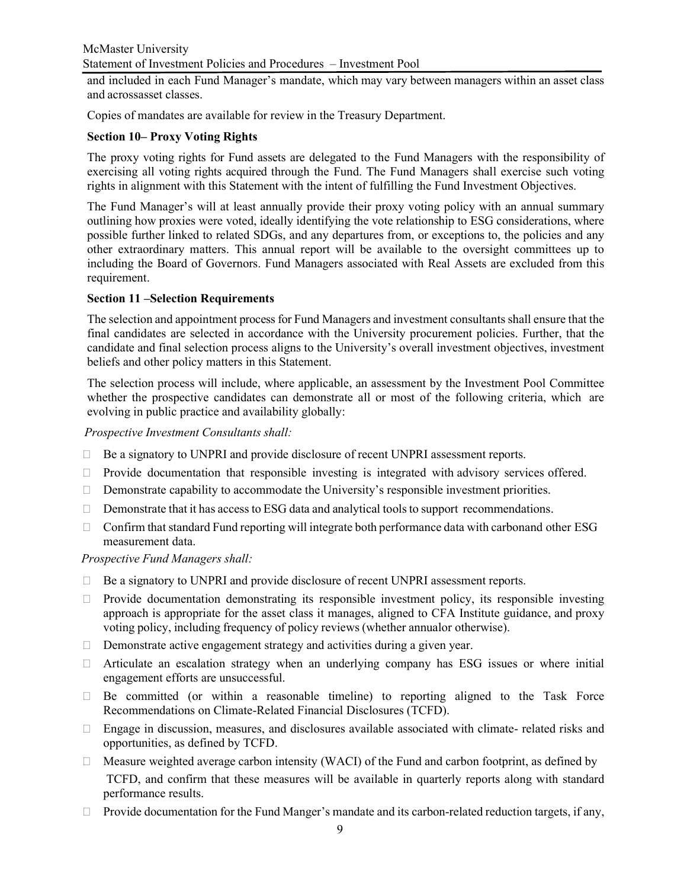and included in each Fund Manager's mandate, which may vary between managers within an asset class and acrossasset classes.

Copies of mandates are available for review in the Treasury Department.

**Section 10– Proxy Voting Rights**

The proxy voting rights for Fund assets are delegated to the Fund Managers with the responsibility of exercising all voting rights acquired through the Fund. The Fund Managers shall exercise such voting rights in alignment with this Statement with the intent of fulfilling the Fund Investment Objectives.

The Fund Manager's will at least annually provide their proxy voting policy with an annual summary outlining how proxies were voted, ideally identifying the vote relationship to ESG considerations, where possible further linked to related SDGs, and any departures from, or exceptions to, the policies and any other extraordinary matters. This annual report will be available to the oversight committees up to including the Board of Governors. Fund Managers associated with Real Assets are excluded from this requirement.

**Section 11 –Selection Requirements**

The selection and appointment process for Fund Managers and investment consultants shall ensure that the final candidates are selected in accordance with the University procurement policies. Further, that the candidate and final selection process aligns to the University's overall investment objectives, investment beliefs and other policy matters in this Statement.

The selection process will include, where applicable, an assessment by the Investment Pool Committee whether the prospective candidates can demonstrate all or most of the following criteria, which are evolving in public practice and availability globally:

*Prospective Investment Consultants shall:*

- Be a signatory to UNPRI and provide disclosure of recent UNPRI assessment reports.
- Provide documentation that responsible investing is integrated with advisory services offered.
- Demonstrate capability to accommodate the University's responsible investment priorities.
- Demonstrate that it has access to ESG data and analytical tools to support recommendations.
- Confirm that standard Fund reporting will integrate both performance data with carbonand other ESG measurement data.

*Prospective Fund Managers shall:*

- Be a signatory to UNPRI and provide disclosure of recent UNPRI assessment reports.
- Provide documentation demonstrating its responsible investment policy, its responsible investing approach is appropriate for the asset class it manages, aligned to CFA Institute guidance, and proxy voting policy, including frequency of policy reviews (whether annualor otherwise).
- Demonstrate active engagement strategy and activities during a given year.
- Articulate an escalation strategy when an underlying company has ESG issues or where initial engagement efforts are unsuccessful.
- Be committed (or within a reasonable timeline) to reporting aligned to the Task Force Recommendations on Climate-Related Financial Disclosures (TCFD).
- Engage in discussion, measures, and disclosures available associated with climate- related risks and opportunities, as defined by TCFD.
- Measure weighted average carbon intensity (WACI) of the Fund and carbon footprint, as defined by TCFD, and confirm that these measures will be available in quarterly reports along with standard performance results.
- Provide documentation for the Fund Manger's mandate and its carbon-related reduction targets, if any,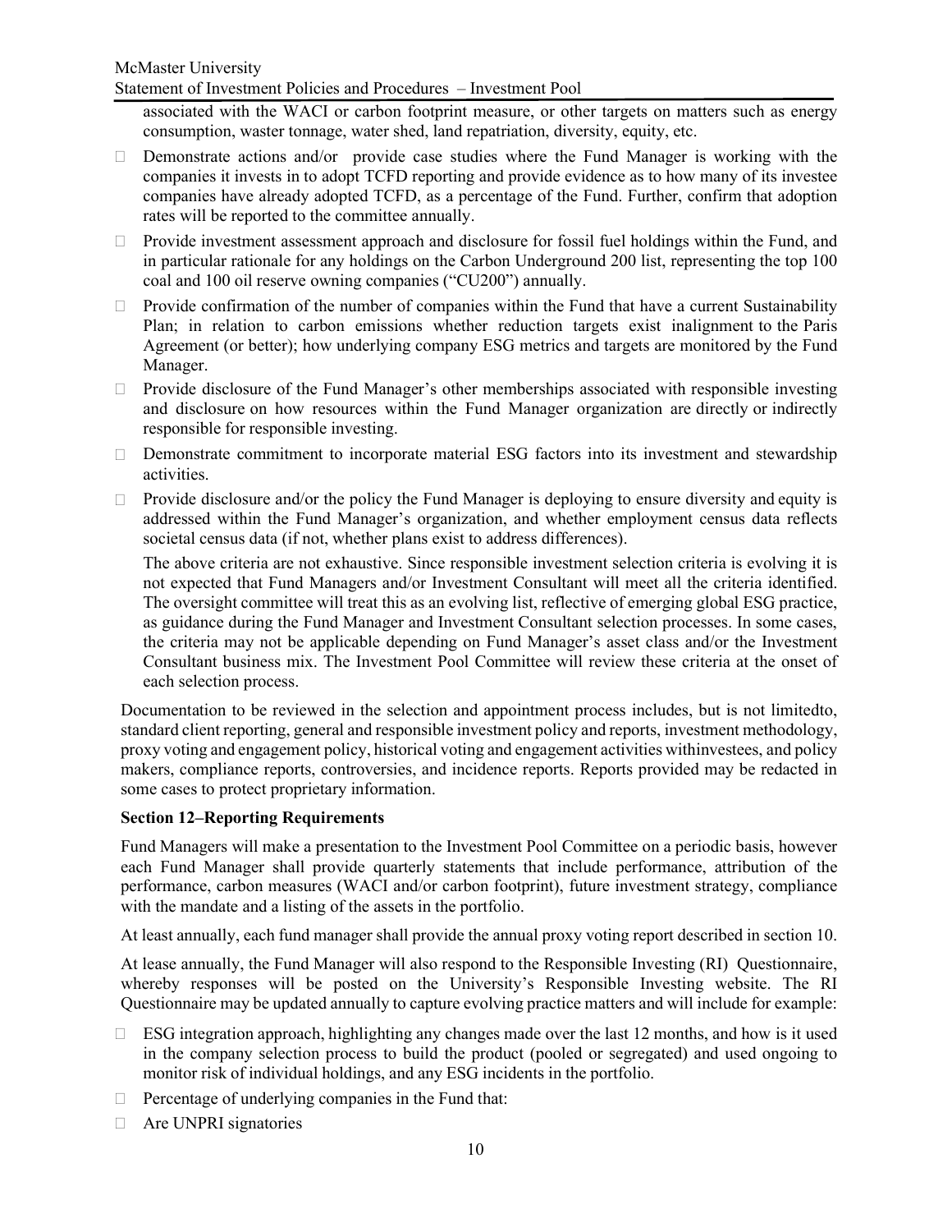associated with the WACI or carbon footprint measure, or other targets on matters such as energy consumption, waster tonnage, water shed, land repatriation, diversity, equity, etc.

- Demonstrate actions and/or provide case studies where the Fund Manager is working with the companies it invests in to adopt TCFD reporting and provide evidence as to how many of its investee companies have already adopted TCFD, as a percentage of the Fund. Further, confirm that adoption rates will be reported to the committee annually.
- Provide investment assessment approach and disclosure for fossil fuel holdings within the Fund, and in particular rationale for any holdings on the Carbon Underground 200 list, representing the top 100 coal and 100 oil reserve owning companies ("CU200") annually.
- Provide confirmation of the number of companies within the Fund that have a current Sustainability Plan; in relation to carbon emissions whether reduction targets exist inalignment to the Paris Agreement (or better); how underlying company ESG metrics and targets are monitored by the Fund Manager.
- Provide disclosure of the Fund Manager's other memberships associated with responsible investing and disclosure on how resources within the Fund Manager organization are directly or indirectly responsible for responsible investing.
- Demonstrate commitment to incorporate material ESG factors into its investment and stewardship activities.
- Provide disclosure and/or the policy the Fund Manager is deploying to ensure diversity and equity is addressed within the Fund Manager's organization, and whether employment census data reflects societal census data (if not, whether plans exist to address differences).

The above criteria are not exhaustive. Since responsible investment selection criteria is evolving it is not expected that Fund Managers and/or Investment Consultant will meet all the criteria identified. The oversight committee will treat this as an evolving list, reflective of emerging global ESG practice, as guidance during the Fund Manager and Investment Consultant selection processes. In some cases, the criteria may not be applicable depending on Fund Manager's asset class and/or the Investment Consultant business mix. The Investment Pool Committee will review these criteria at the onset of each selection process.

Documentation to be reviewed in the selection and appointment process includes, but is not limitedto, standard client reporting, general and responsible investment policy and reports, investment methodology, proxy voting and engagement policy, historical voting and engagement activities withinvestees, and policy makers, compliance reports, controversies, and incidence reports. Reports provided may be redacted in some cases to protect proprietary information.

**Section 12–Reporting Requirements**

Fund Managers will make a presentation to the Investment Pool Committee on a periodic basis, however each Fund Manager shall provide quarterly statements that include performance, attribution of the performance, carbon measures (WACI and/or carbon footprint), future investment strategy, compliance with the mandate and a listing of the assets in the portfolio.

At least annually, each fund manager shall provide the annual proxy voting report described in section 10.

At lease annually, the Fund Manager will also respond to the Responsible Investing (RI) Questionnaire, whereby responses will be posted on the University's Responsible Investing website. The RI Questionnaire may be updated annually to capture evolving practice matters and will include for example:

- ESG integration approach, highlighting any changes made over the last 12 months, and how is it used in the company selection process to build the product (pooled or segregated) and used ongoing to monitor risk of individual holdings, and any ESG incidents in the portfolio.
- Percentage of underlying companies in the Fund that:
- Are UNPRI signatories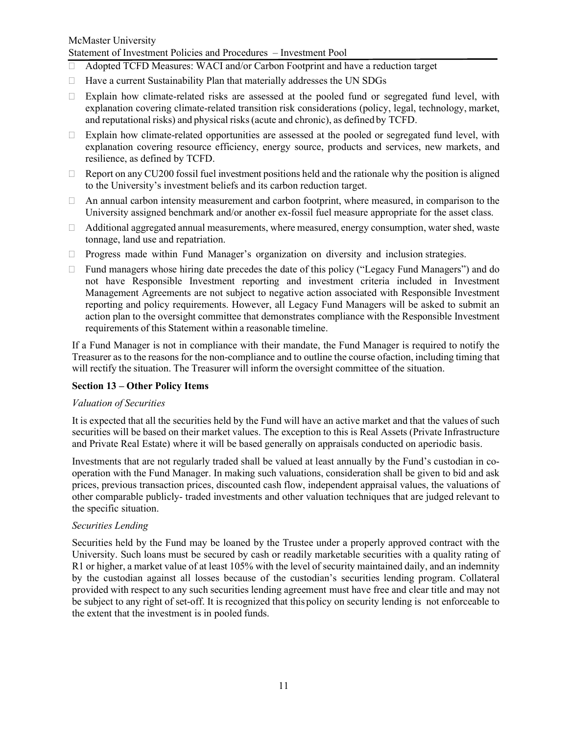- Adopted TCFD Measures: WACI and/or Carbon Footprint and have a reduction target
- Have a current Sustainability Plan that materially addresses the UN SDGs
- Explain how climate-related risks are assessed at the pooled fund or segregated fund level, with explanation covering climate-related transition risk considerations (policy, legal, technology, market, and reputational risks) and physical risks (acute and chronic), as defined by TCFD.
- Explain how climate-related opportunities are assessed at the pooled or segregated fund level, with explanation covering resource efficiency, energy source, products and services, new markets, and resilience, as defined by TCFD.
- Report on any CU200 fossil fuel investment positions held and the rationale why the position is aligned to the University's investment beliefs and its carbon reduction target.
- An annual carbon intensity measurement and carbon footprint, where measured, in comparison to the University assigned benchmark and/or another ex-fossil fuel measure appropriate for the asset class.
- Additional aggregated annual measurements, where measured, energy consumption, water shed, waste tonnage, land use and repatriation.
- Progress made within Fund Manager's organization on diversity and inclusion strategies.
- Fund managers whose hiring date precedes the date of this policy ("Legacy Fund Managers") and do not have Responsible Investment reporting and investment criteria included in Investment Management Agreements are not subject to negative action associated with Responsible Investment reporting and policy requirements. However, all Legacy Fund Managers will be asked to submit an action plan to the oversight committee that demonstrates compliance with the Responsible Investment requirements of this Statement within a reasonable timeline.

If a Fund Manager is not in compliance with their mandate, the Fund Manager is required to notify the Treasurer as to the reasons for the non-compliance and to outline the course ofaction, including timing that will rectify the situation. The Treasurer will inform the oversight committee of the situation.

## Section 13 – Other Policy Items

*Valuation of Securities*

It is expected that all the securities held by the Fund will have an active market and that the values of such securities will be based on their market values. The exception to this is Real Assets (Private Infrastructure and Private Real Estate) where it will be based generally on appraisals conducted on aperiodic basis.

Investments that are not regularly traded shall be valued at least annually by the Fund's custodian in co-operation with the Fund Manager. In making such valuations, consideration shall be given to bid and ask prices, previous transaction prices, discounted cash flow, independent appraisal values, the valuations of other comparable publicly- traded investments and other valuation techniques that are judged relevant to the specific situation.

*Securities Lending*

Securities held by the Fund may be loaned by the Trustee under a properly approved contract with the University. Such loans must be secured by cash or readily marketable securities with a quality rating of R1 or higher, a market value of at least 105% with the level of security maintained daily, and an indemnity by the custodian against all losses because of the custodian's securities lending program. Collateral provided with respect to any such securities lending agreement must have free and clear title and may not be subject to any right of set-off. It is recognized that this policy on security lending is not enforceable to the extent that the investment is in pooled funds.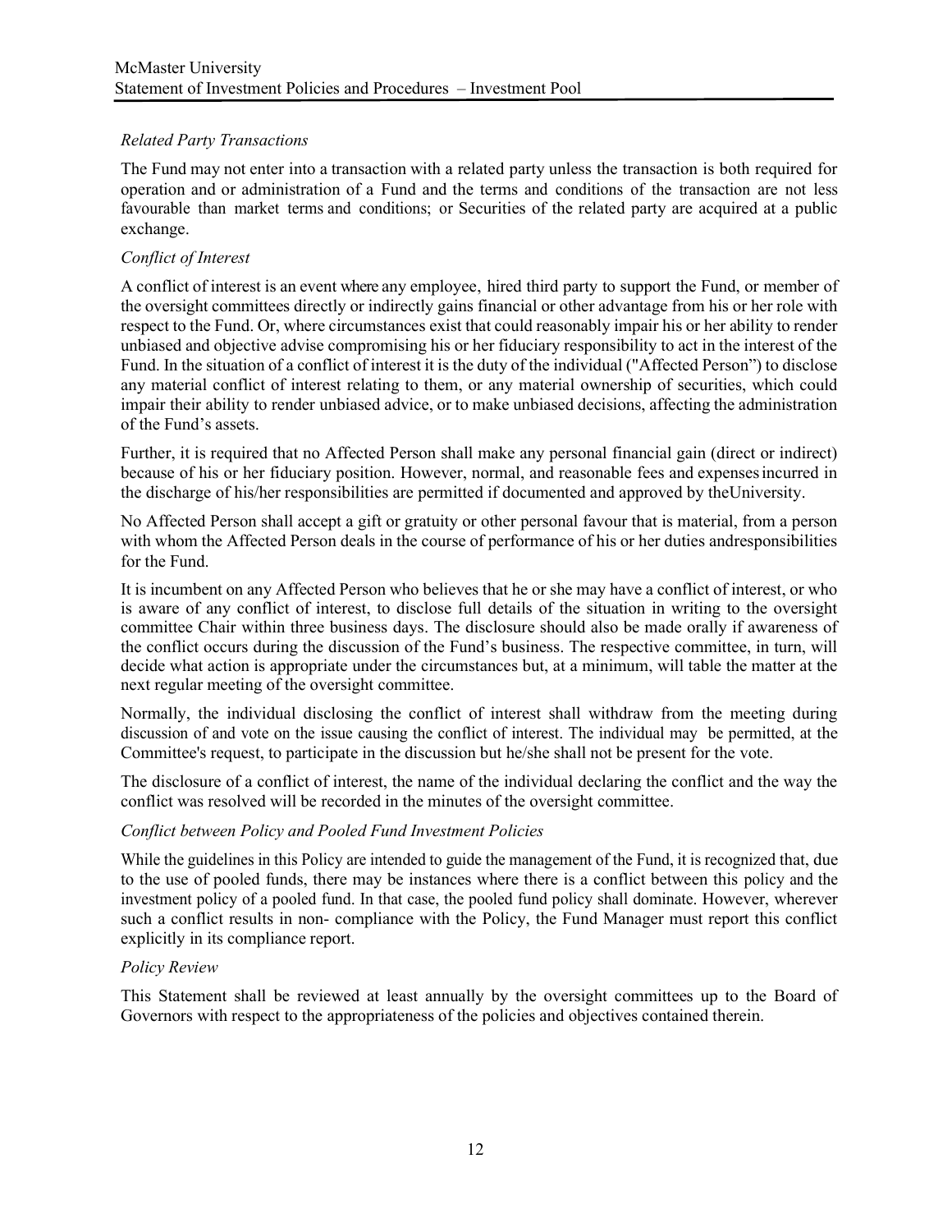*Related Party Transactions*

The Fund may not enter into a transaction with a related party unless the transaction is both required for operation and or administration of a Fund and the terms and conditions of the transaction are not less favourable than market terms and conditions; or Securities of the related party are acquired at a public exchange.

*Conflict of Interest*

A conflict of interest is an event where any employee, hired third party to support the Fund, or member of the oversight committees directly or indirectly gains financial or other advantage from his or her role with respect to the Fund. Or, where circumstances exist that could reasonably impair his or her ability to render unbiased and objective advise compromising his or her fiduciary responsibility to act in the interest of the Fund. In the situation of a conflict of interest it is the duty of the individual ("Affected Person") to disclose any material conflict of interest relating to them, or any material ownership of securities, which could impair their ability to render unbiased advice, or to make unbiased decisions, affecting the administration of the Fund's assets.

Further, it is required that no Affected Person shall make any personal financial gain (direct or indirect) because of his or her fiduciary position. However, normal, and reasonable fees and expenses incurred in the discharge of his/her responsibilities are permitted if documented and approved by the University.

No Affected Person shall accept a gift or gratuity or other personal favour that is material, from a person with whom the Affected Person deals in the course of performance of his or her duties and responsibilities for the Fund.

It is incumbent on any Affected Person who believes that he or she may have a conflict of interest, or who is aware of any conflict of interest, to disclose full details of the situation in writing to the oversight committee Chair within three business days. The disclosure should also be made orally if awareness of the conflict occurs during the discussion of the Fund's business. The respective committee, in turn, will decide what action is appropriate under the circumstances but, at a minimum, will table the matter at the next regular meeting of the oversight committee.

Normally, the individual disclosing the conflict of interest shall withdraw from the meeting during discussion of and vote on the issue causing the conflict of interest. The individual may be permitted, at the Committee's request, to participate in the discussion but he/she shall not be present for the vote.

The disclosure of a conflict of interest, the name of the individual declaring the conflict and the way the conflict was resolved will be recorded in the minutes of the oversight committee.

*Conflict between Policy and Pooled Fund Investment Policies*

While the guidelines in this Policy are intended to guide the management of the Fund, it is recognized that, due to the use of pooled funds, there may be instances where there is a conflict between this policy and the investment policy of a pooled fund. In that case, the pooled fund policy shall dominate. However, wherever such a conflict results in non- compliance with the Policy, the Fund Manager must report this conflict explicitly in its compliance report.

*Policy Review*

This Statement shall be reviewed at least annually by the oversight committees up to the Board of Governors with respect to the appropriateness of the policies and objectives contained therein.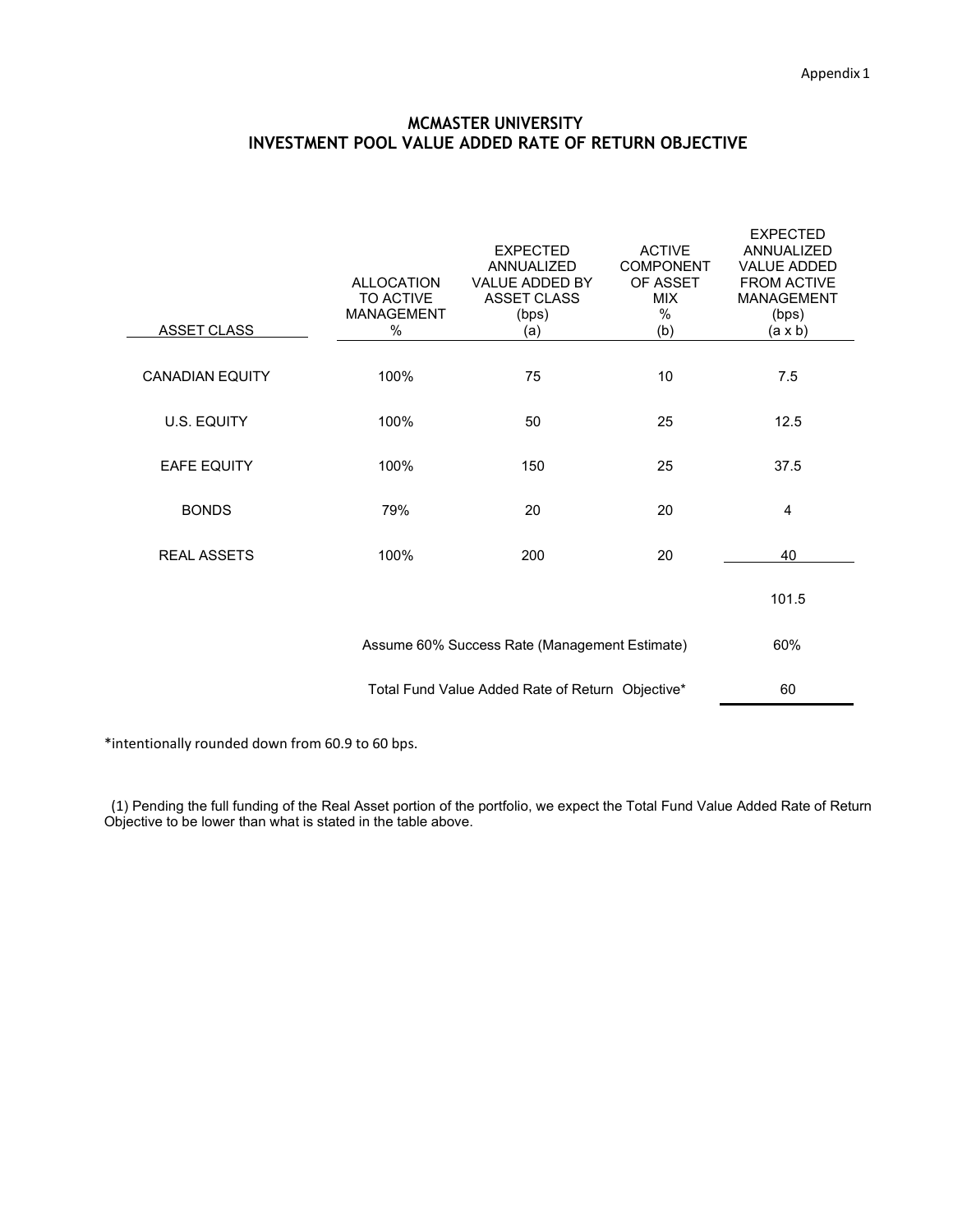Appendix 1

# MCMASTER UNIVERSITY
## INVESTMENT POOL VALUE ADDED RATE OF RETURN OBJECTIVE

| ASSET CLASS | ALLOCATION TO ACTIVE MANAGEMENT % | EXPECTED ANNUALIZED VALUE ADDED BY ASSET CLASS (bps) (a) | ACTIVE COMPONENT OF ASSET MIX % (b) | EXPECTED ANNUALIZED VALUE ADDED FROM ACTIVE MANAGEMENT (bps) (a x b) |
|---|---|---|---|---|
| CANADIAN EQUITY | 100% | 75 | 10 | 7.5 |
| U.S. EQUITY | 100% | 50 | 25 | 12.5 |
| EAFE EQUITY | 100% | 150 | 25 | 37.5 |
| BONDS | 79% | 20 | 20 | 4 |
| REAL ASSETS | 100% | 200 | 20 | 40 |
| | | | | 101.5 |
| | Assume 60% Success Rate (Management Estimate) | | | 60% |
| | Total Fund Value Added Rate of Return Objective* | | | 60 |

*intentionally rounded down from 60.9 to 60 bps.

(1) Pending the full funding of the Real Asset portion of the portfolio, we expect the Total Fund Value Added Rate of Return Objective to be lower than what is stated in the table above.